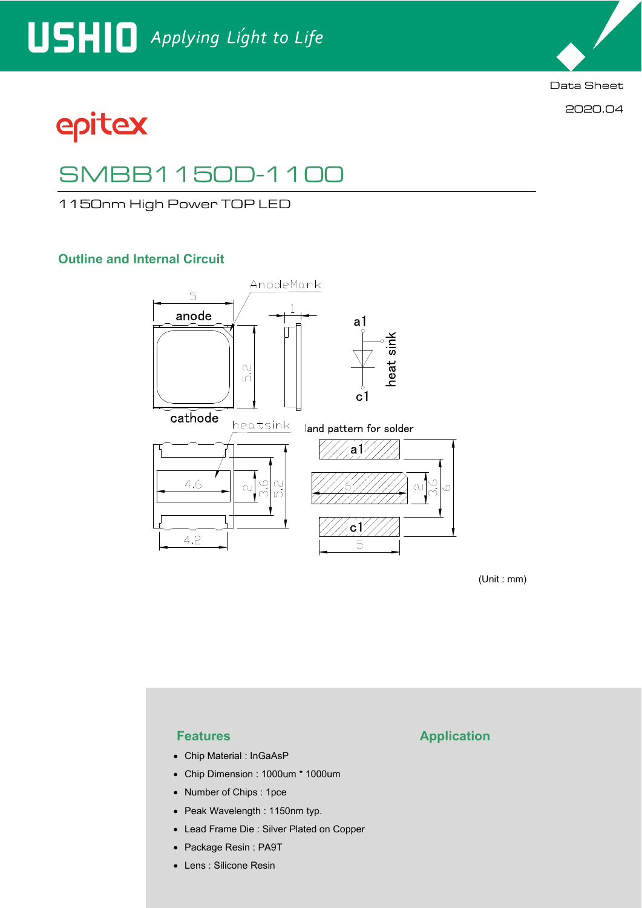Data Sheet

2020.04

epitex

# SMBB1150D-1100

1150nm High Power TOP LED

## Outline and Internal Circuit

(Unit : mm)

## Features

- Chip Material : InGaAsP
- Chip Dimension : 1000um * 1000um
- Number of Chips : 1pce
- Peak Wavelength : 1150nm typ.
- Lead Frame Die : Silver Plated on Copper
- Package Resin : PA9T
- Lens : Silicone Resin

## Application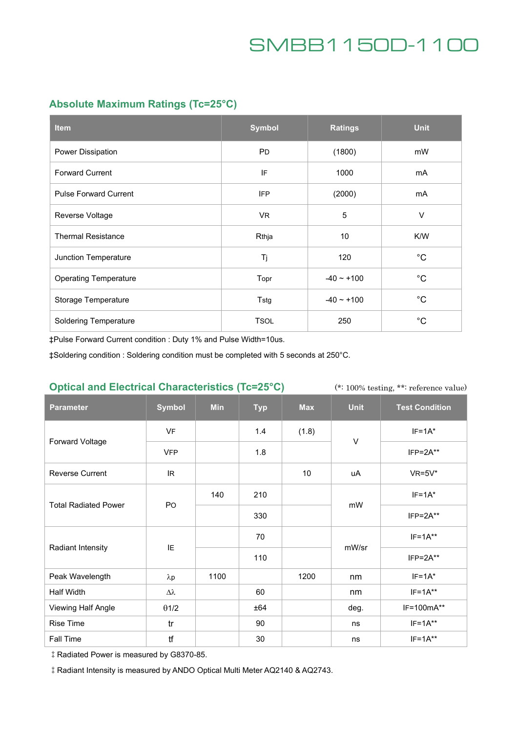# SMBB1150D-1100

## Absolute Maximum Ratings (Tc=25°C)

| Item | Symbol | Ratings | Unit |
|---|---|---|---|
| Power Dissipation | PD | (1800) | mW |
| Forward Current | IF | 1000 | mA |
| Pulse Forward Current | IFP | (2000) | mA |
| Reverse Voltage | VR | 5 | V |
| Thermal Resistance | Rthja | 10 | K/W |
| Junction Temperature | Tj | 120 | °C |
| Operating Temperature | Topr | -40 ~ +100 | °C |
| Storage Temperature | Tstg | -40 ~ +100 | °C |
| Soldering Temperature | TSOL | 250 | °C |

‡Pulse Forward Current condition : Duty 1% and Pulse Width=10us.

‡Soldering condition : Soldering condition must be completed with 5 seconds at 250°C.

## Optical and Electrical Characteristics (Tc=25°C)

(*: 100% testing, **: reference value)

| Parameter | Symbol | Min | Typ | Max | Unit | Test Condition |
|---|---|---|---|---|---|---|
| Forward Voltage | VF | | 1.4 | (1.8) | V | IF=1A* |
| | VFP | | 1.8 | | | IFP=2A** |
| Reverse Current | IR | | | 10 | uA | VR=5V* |
| Total Radiated Power | PO | 140 | 210 | | mW | IF=1A* |
| | | | 330 | | | IFP=2A** |
| Radiant Intensity | IE | | 70 | | mW/sr | IF=1A** |
| | | | 110 | | | IFP=2A** |
| Peak Wavelength | $\lambda p$ | 1100 | | 1200 | nm | IF=1A* |
| Half Width | $\Delta\lambda$ | | 60 | | nm | IF=1A** |
| Viewing Half Angle | $\theta 1/2$ | | ±64 | | deg. | IF=100mA** |
| Rise Time | tr | | 90 | | ns | IF=1A** |
| Fall Time | tf | | 30 | | ns | IF=1A** |

‡ Radiated Power is measured by G8370-85.

‡ Radiant Intensity is measured by ANDO Optical Multi Meter AQ2140 & AQ2743.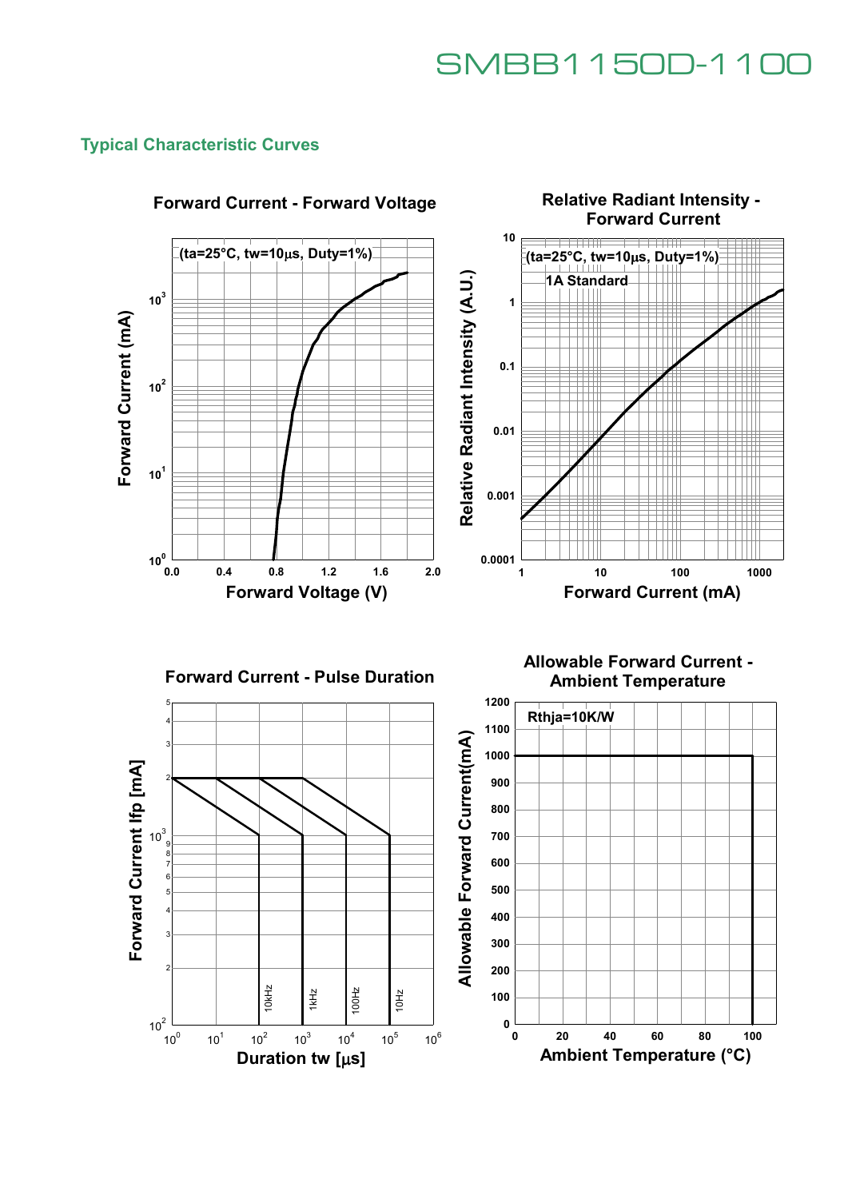## Typical Characteristic Curves

**Forward Current - Forward Voltage**

(ta=25°C, tw=10μs, Duty=1%)

Forward Current (mA) vs. Forward Voltage (V)

**Relative Radiant Intensity - Forward Current**

(ta=25°C, tw=10μs, Duty=1%)

1A Standard

Relative Radiant Intensity (A.U.) vs. Forward Current (mA)

**Forward Current - Pulse Duration**

Forward Current Ifp [mA] vs. Duration tw [μs]

10kHz, 1kHz, 100Hz, 10Hz

**Allowable Forward Current - Ambient Temperature**

Rthja=10K/W

Allowable Forward Current(mA) vs. Ambient Temperature (°C)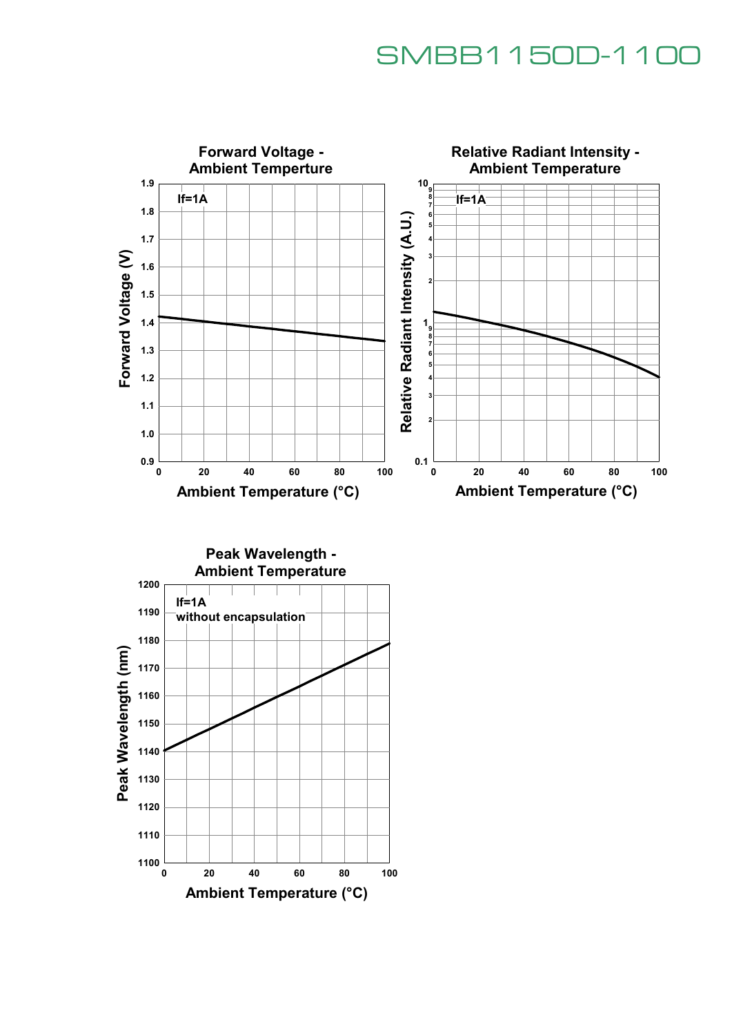# SMBB1150D-1100

### Forward Voltage - Ambient Temperture

If=1A

Forward Voltage (V)

1.9
1.8
1.7
1.6
1.5
1.4
1.3
1.2
1.1
1.0
0.9

0 20 40 60 80 100

Ambient Temperature (°C)

### Relative Radiant Intensity - Ambient Temperature

If=1A

Relative Radiant Intensity (A.U.)

10
1
0.1

0 20 40 60 80 100

Ambient Temperature (°C)

### Peak Wavelength - Ambient Temperature

If=1A
without encapsulation

Peak Wavelength (nm)

1200
1190
1180
1170
1160
1150
1140
1130
1120
1110
1100

0 20 40 60 80 100

Ambient Temperature (°C)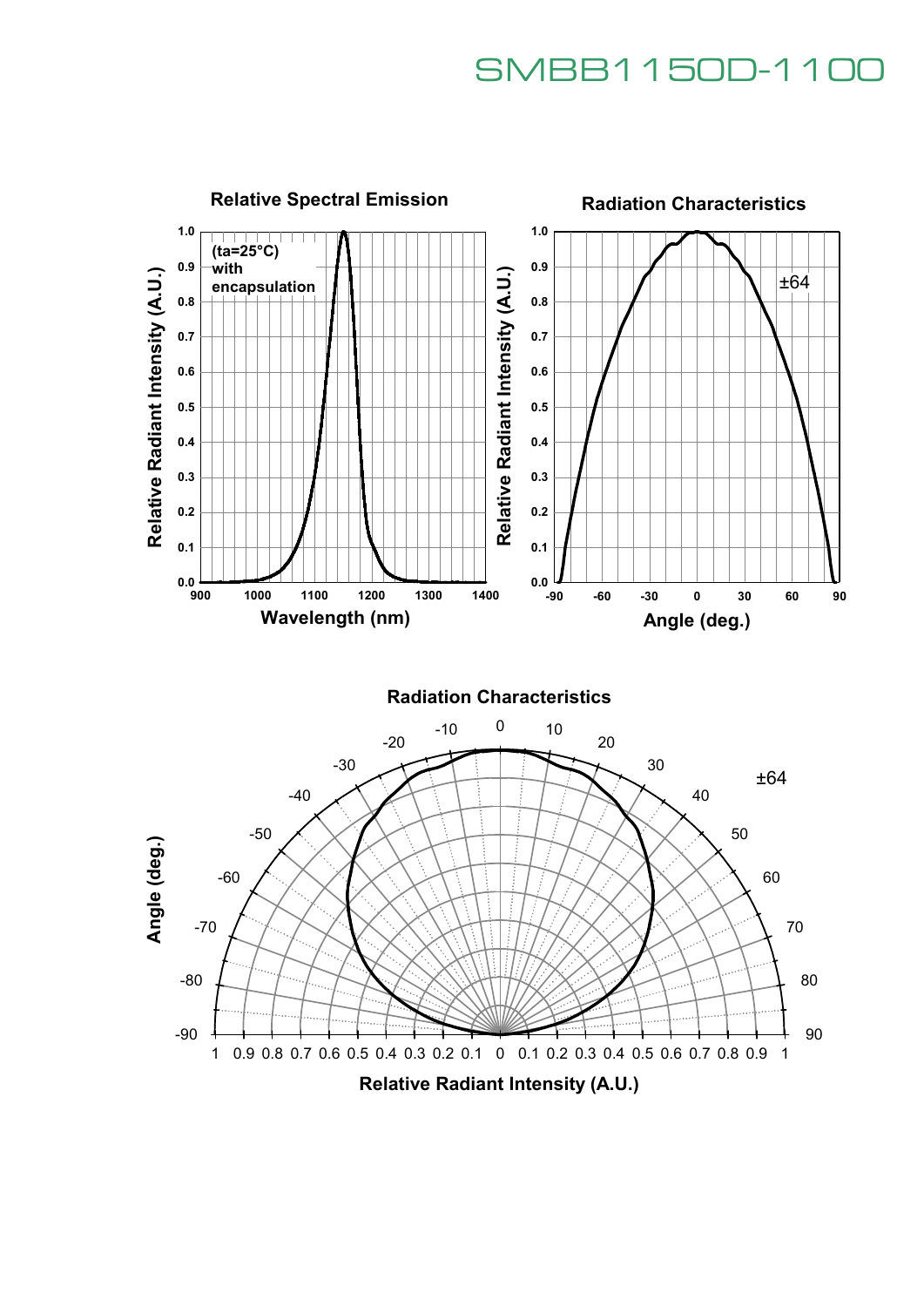## Relative Spectral Emission

(ta=25°C) with encapsulation

Relative Radiant Intensity (A.U.) vs. Wavelength (nm)

## Radiation Characteristics

±64

Relative Radiant Intensity (A.U.) vs. Angle (deg.)

## Radiation Characteristics

±64

Angle (deg.) vs. Relative Radiant Intensity (A.U.)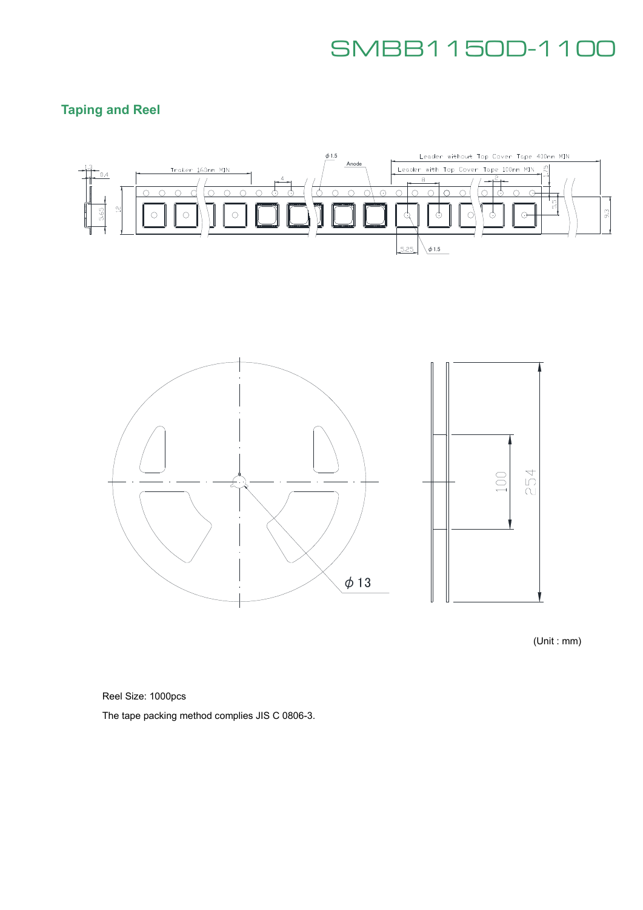## Taping and Reel

(Unit : mm)

Reel Size: 1000pcs

The tape packing method complies JIS C 0806-3.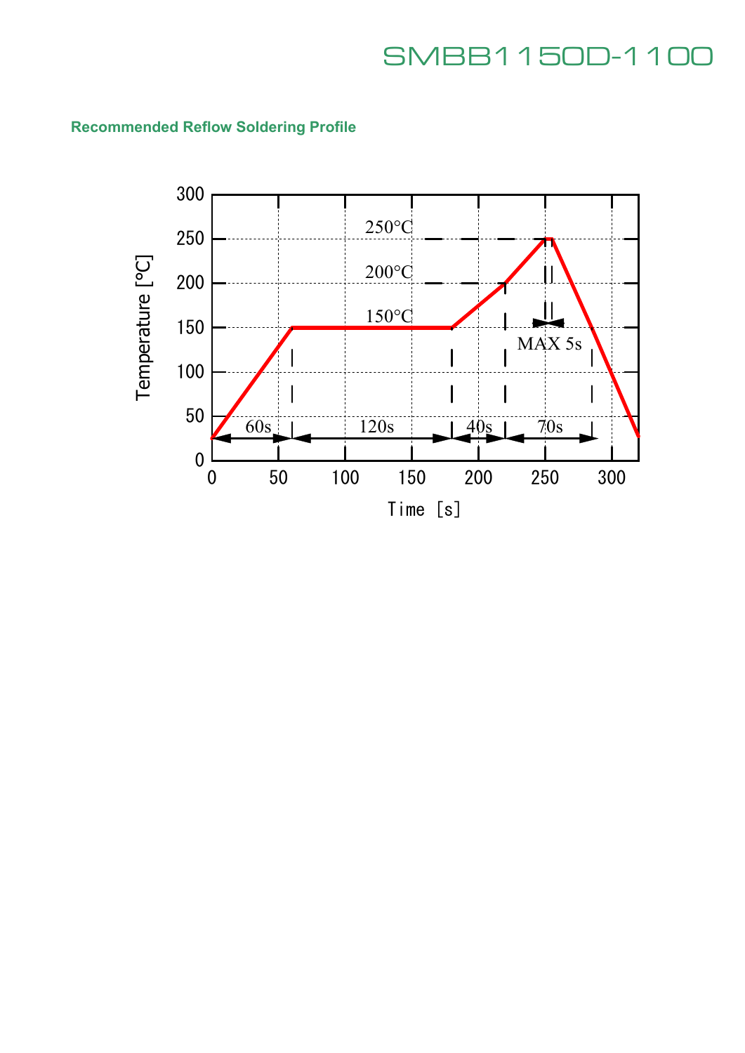**Recommended Reflow Soldering Profile**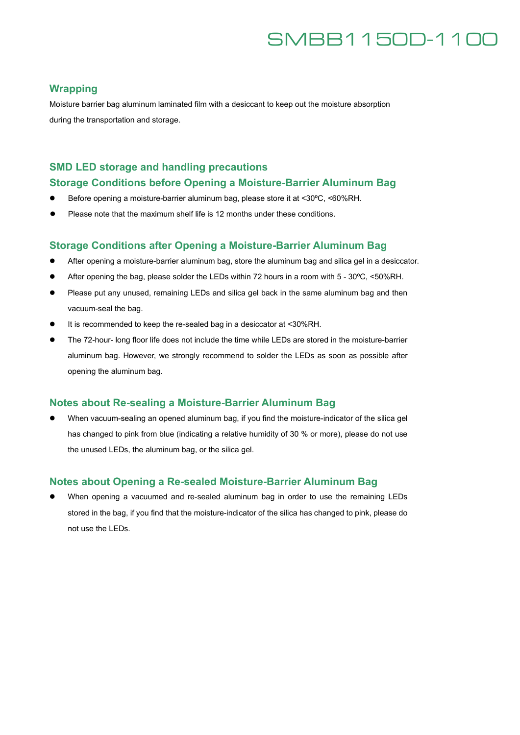## Wrapping

Moisture barrier bag aluminum laminated film with a desiccant to keep out the moisture absorption during the transportation and storage.

## SMD LED storage and handling precautions

### Storage Conditions before Opening a Moisture-Barrier Aluminum Bag

- Before opening a moisture-barrier aluminum bag, please store it at <30ºC, <60%RH.
- Please note that the maximum shelf life is 12 months under these conditions.

### Storage Conditions after Opening a Moisture-Barrier Aluminum Bag

- After opening a moisture-barrier aluminum bag, store the aluminum bag and silica gel in a desiccator.
- After opening the bag, please solder the LEDs within 72 hours in a room with 5 - 30ºC, <50%RH.
- Please put any unused, remaining LEDs and silica gel back in the same aluminum bag and then vacuum-seal the bag.
- It is recommended to keep the re-sealed bag in a desiccator at <30%RH.
- The 72-hour- long floor life does not include the time while LEDs are stored in the moisture-barrier aluminum bag. However, we strongly recommend to solder the LEDs as soon as possible after opening the aluminum bag.

### Notes about Re-sealing a Moisture-Barrier Aluminum Bag

- When vacuum-sealing an opened aluminum bag, if you find the moisture-indicator of the silica gel has changed to pink from blue (indicating a relative humidity of 30 % or more), please do not use the unused LEDs, the aluminum bag, or the silica gel.

### Notes about Opening a Re-sealed Moisture-Barrier Aluminum Bag

- When opening a vacuumed and re-sealed aluminum bag in order to use the remaining LEDs stored in the bag, if you find that the moisture-indicator of the silica has changed to pink, please do not use the LEDs.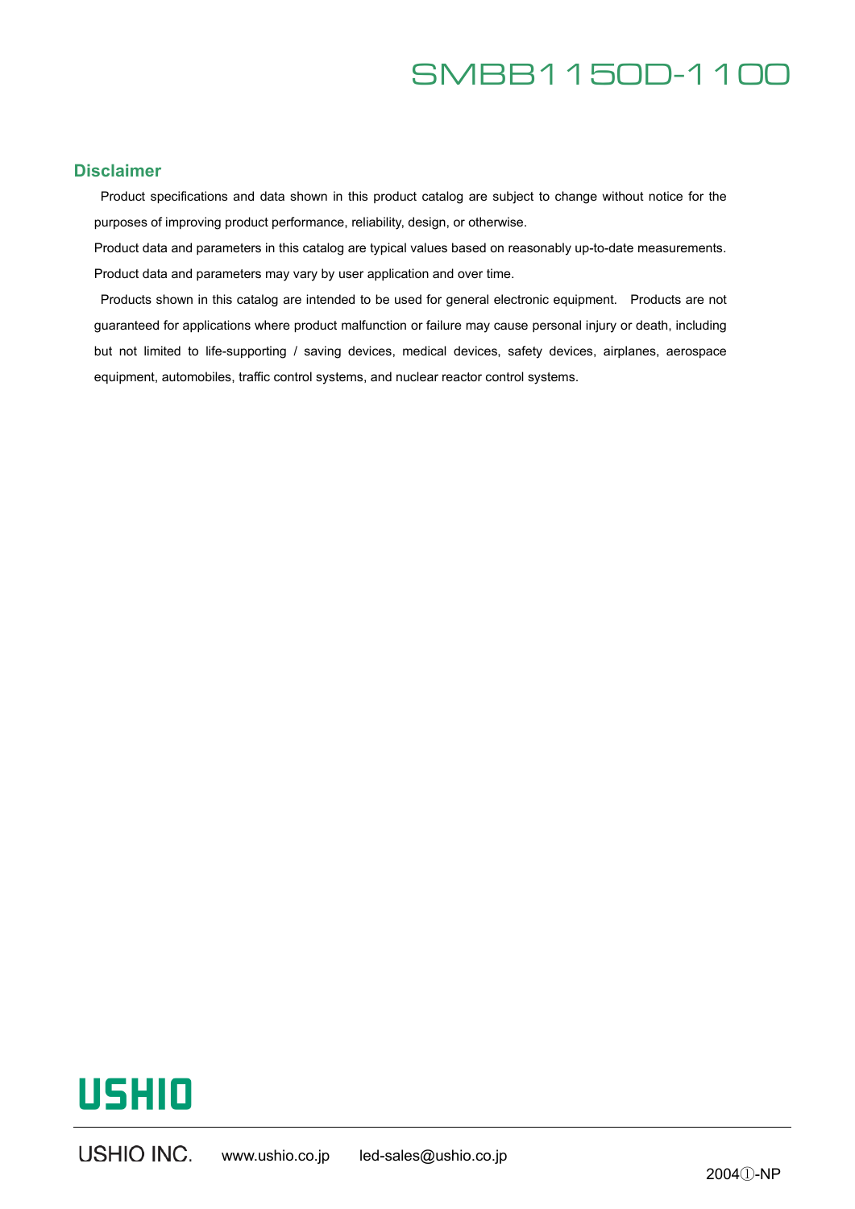## Disclaimer

Product specifications and data shown in this product catalog are subject to change without notice for the purposes of improving product performance, reliability, design, or otherwise.

Product data and parameters in this catalog are typical values based on reasonably up-to-date measurements. Product data and parameters may vary by user application and over time.

Products shown in this catalog are intended to be used for general electronic equipment. Products are not guaranteed for applications where product malfunction or failure may cause personal injury or death, including but not limited to life-supporting / saving devices, medical devices, safety devices, airplanes, aerospace equipment, automobiles, traffic control systems, and nuclear reactor control systems.

USHIO

USHIO INC. www.ushio.co.jp led-sales@ushio.co.jp

2004①-NP